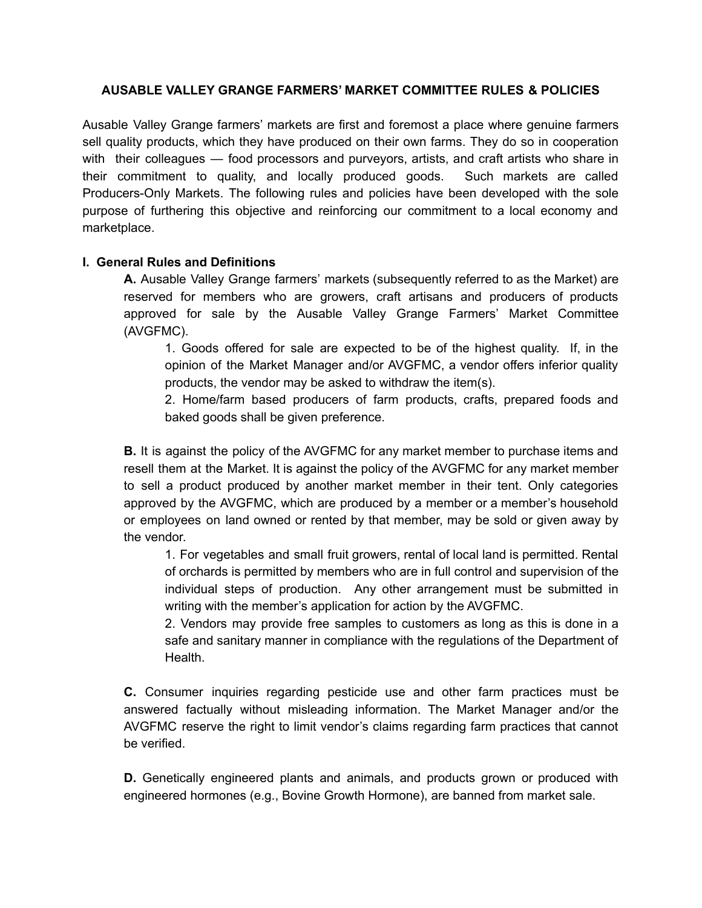# AUSABLE VALLEY GRANGE FARMERS' MARKET COMMITTEE RULES & POLICIES

Ausable Valley Grange farmers' markets are first and foremost a place where genuine farmers sell quality products, which they have produced on their own farms. They do so in cooperation with their colleagues — food processors and purveyors, artists, and craft artists who share in their commitment to quality, and locally produced goods. Such markets are called Producers-Only Markets. The following rules and policies have been developed with the sole purpose of furthering this objective and reinforcing our commitment to a local economy and marketplace.

## I. General Rules and Definitions

**A.** Ausable Valley Grange farmers' markets (subsequently referred to as the Market) are reserved for members who are growers, craft artisans and producers of products approved for sale by the Ausable Valley Grange Farmers' Market Committee (AVGFMC).

1. Goods offered for sale are expected to be of the highest quality. If, in the opinion of the Market Manager and/or AVGFMC, a vendor offers inferior quality products, the vendor may be asked to withdraw the item(s).
2. Home/farm based producers of farm products, crafts, prepared foods and baked goods shall be given preference.

**B.** It is against the policy of the AVGFMC for any market member to purchase items and resell them at the Market. It is against the policy of the AVGFMC for any market member to sell a product produced by another market member in their tent. Only categories approved by the AVGFMC, which are produced by a member or a member's household or employees on land owned or rented by that member, may be sold or given away by the vendor.

1. For vegetables and small fruit growers, rental of local land is permitted. Rental of orchards is permitted by members who are in full control and supervision of the individual steps of production. Any other arrangement must be submitted in writing with the member's application for action by the AVGFMC.
2. Vendors may provide free samples to customers as long as this is done in a safe and sanitary manner in compliance with the regulations of the Department of Health.

**C.** Consumer inquiries regarding pesticide use and other farm practices must be answered factually without misleading information. The Market Manager and/or the AVGFMC reserve the right to limit vendor's claims regarding farm practices that cannot be verified.

**D.** Genetically engineered plants and animals, and products grown or produced with engineered hormones (e.g., Bovine Growth Hormone), are banned from market sale.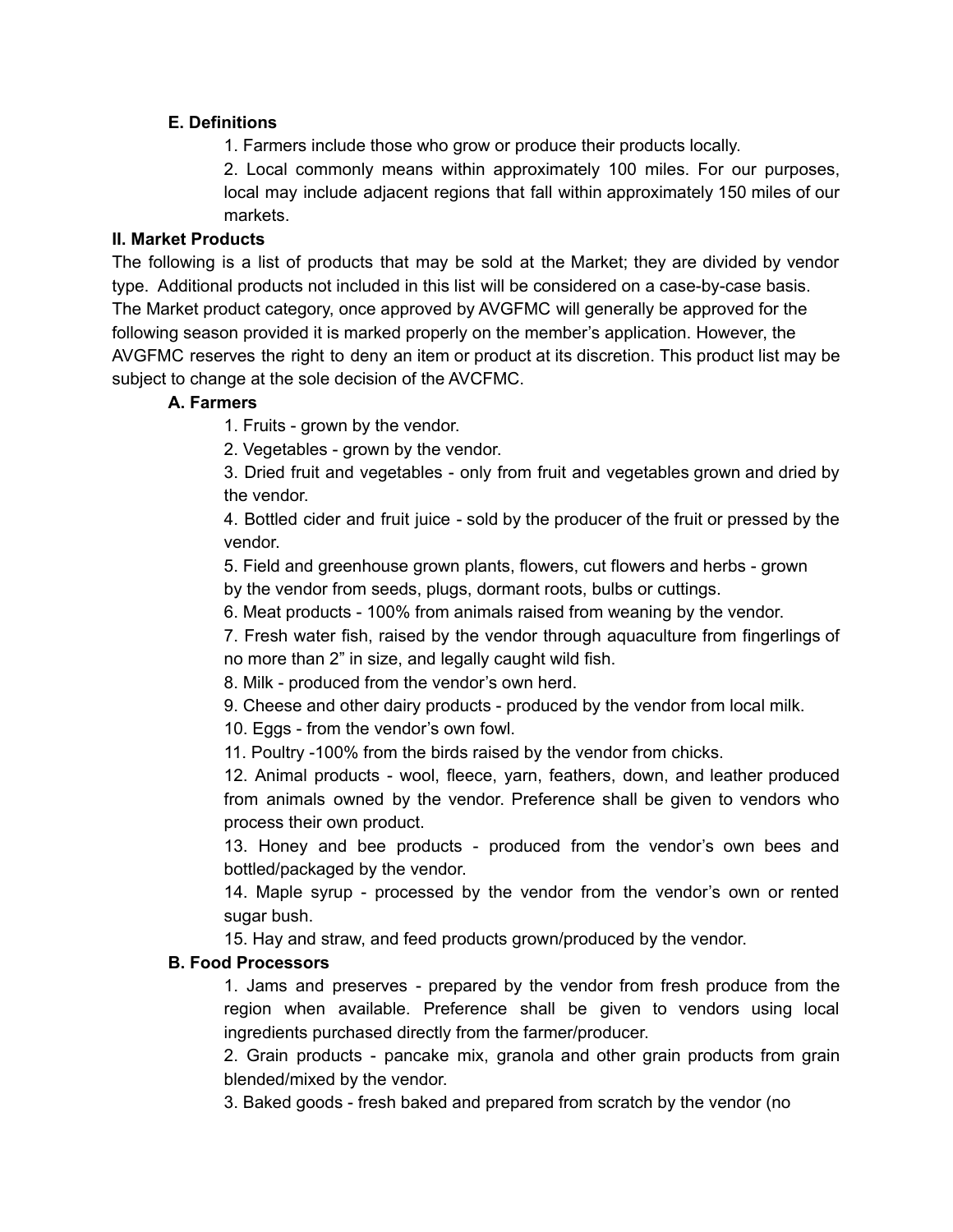### E. Definitions

1. Farmers include those who grow or produce their products locally.
2. Local commonly means within approximately 100 miles. For our purposes, local may include adjacent regions that fall within approximately 150 miles of our markets.

## II. Market Products

The following is a list of products that may be sold at the Market; they are divided by vendor type. Additional products not included in this list will be considered on a case-by-case basis. The Market product category, once approved by AVGFMC will generally be approved for the following season provided it is marked properly on the member's application. However, the AVGFMC reserves the right to deny an item or product at its discretion. This product list may be subject to change at the sole decision of the AVCFMC.

### A. Farmers

1. Fruits - grown by the vendor.
2. Vegetables - grown by the vendor.
3. Dried fruit and vegetables - only from fruit and vegetables grown and dried by the vendor.
4. Bottled cider and fruit juice - sold by the producer of the fruit or pressed by the vendor.
5. Field and greenhouse grown plants, flowers, cut flowers and herbs - grown by the vendor from seeds, plugs, dormant roots, bulbs or cuttings.
6. Meat products - 100% from animals raised from weaning by the vendor.
7. Fresh water fish, raised by the vendor through aquaculture from fingerlings of no more than 2" in size, and legally caught wild fish.
8. Milk - produced from the vendor's own herd.
9. Cheese and other dairy products - produced by the vendor from local milk.
10. Eggs - from the vendor's own fowl.
11. Poultry -100% from the birds raised by the vendor from chicks.
12. Animal products - wool, fleece, yarn, feathers, down, and leather produced from animals owned by the vendor. Preference shall be given to vendors who process their own product.
13. Honey and bee products - produced from the vendor's own bees and bottled/packaged by the vendor.
14. Maple syrup - processed by the vendor from the vendor's own or rented sugar bush.
15. Hay and straw, and feed products grown/produced by the vendor.

### B. Food Processors

1. Jams and preserves - prepared by the vendor from fresh produce from the region when available. Preference shall be given to vendors using local ingredients purchased directly from the farmer/producer.
2. Grain products - pancake mix, granola and other grain products from grain blended/mixed by the vendor.
3. Baked goods - fresh baked and prepared from scratch by the vendor (no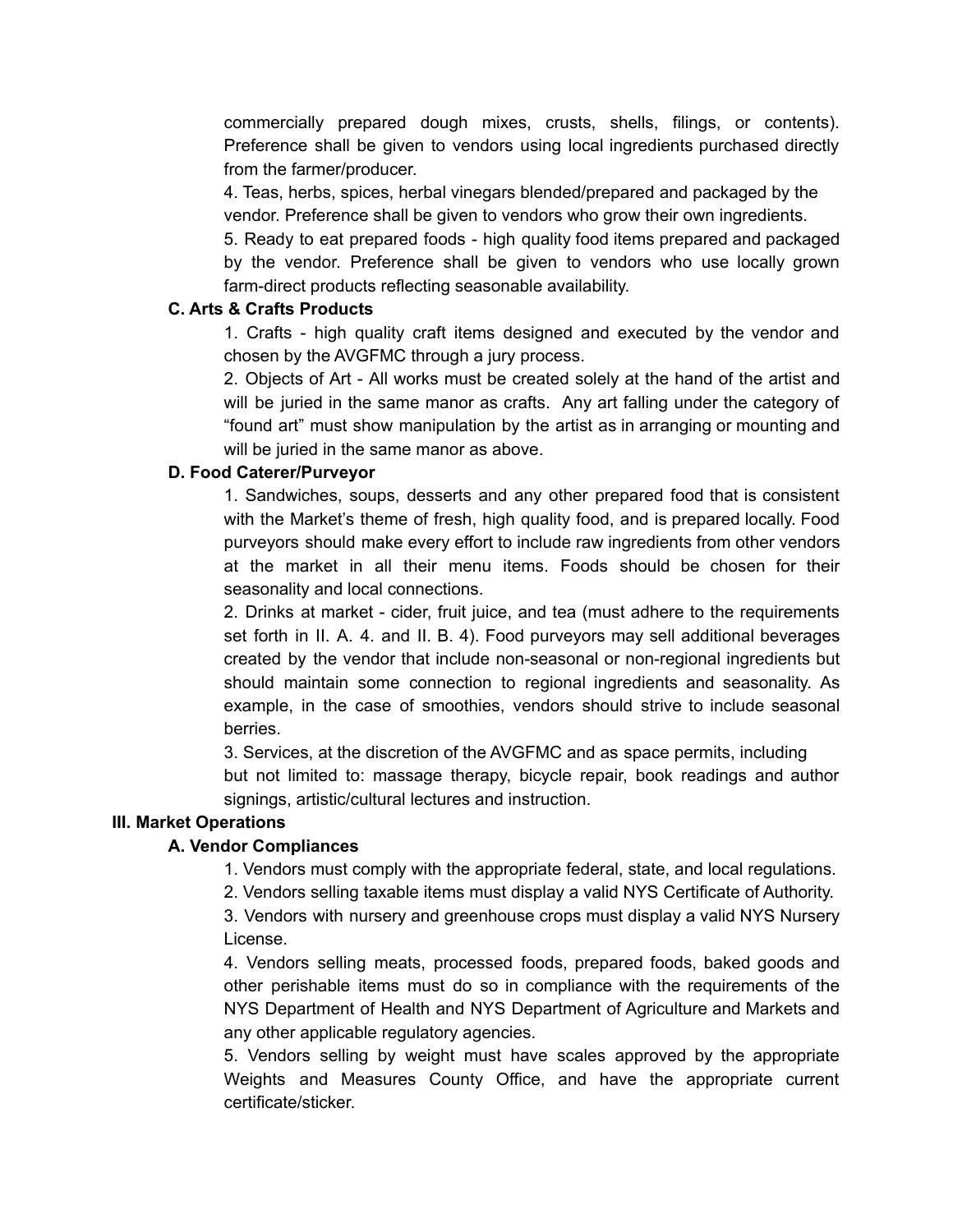commercially prepared dough mixes, crusts, shells, filings, or contents). Preference shall be given to vendors using local ingredients purchased directly from the farmer/producer.

4. Teas, herbs, spices, herbal vinegars blended/prepared and packaged by the vendor. Preference shall be given to vendors who grow their own ingredients.

5. Ready to eat prepared foods - high quality food items prepared and packaged by the vendor. Preference shall be given to vendors who use locally grown farm-direct products reflecting seasonable availability.

**C. Arts & Crafts Products**

1. Crafts - high quality craft items designed and executed by the vendor and chosen by the AVGFMC through a jury process.

2. Objects of Art - All works must be created solely at the hand of the artist and will be juried in the same manor as crafts. Any art falling under the category of "found art" must show manipulation by the artist as in arranging or mounting and will be juried in the same manor as above.

**D. Food Caterer/Purveyor**

1. Sandwiches, soups, desserts and any other prepared food that is consistent with the Market's theme of fresh, high quality food, and is prepared locally. Food purveyors should make every effort to include raw ingredients from other vendors at the market in all their menu items. Foods should be chosen for their seasonality and local connections.

2. Drinks at market - cider, fruit juice, and tea (must adhere to the requirements set forth in II. A. 4. and II. B. 4). Food purveyors may sell additional beverages created by the vendor that include non-seasonal or non-regional ingredients but should maintain some connection to regional ingredients and seasonality. As example, in the case of smoothies, vendors should strive to include seasonal berries.

3. Services, at the discretion of the AVGFMC and as space permits, including but not limited to: massage therapy, bicycle repair, book readings and author signings, artistic/cultural lectures and instruction.

**III. Market Operations**

**A. Vendor Compliances**

1. Vendors must comply with the appropriate federal, state, and local regulations.

2. Vendors selling taxable items must display a valid NYS Certificate of Authority.

3. Vendors with nursery and greenhouse crops must display a valid NYS Nursery License.

4. Vendors selling meats, processed foods, prepared foods, baked goods and other perishable items must do so in compliance with the requirements of the NYS Department of Health and NYS Department of Agriculture and Markets and any other applicable regulatory agencies.

5. Vendors selling by weight must have scales approved by the appropriate Weights and Measures County Office, and have the appropriate current certificate/sticker.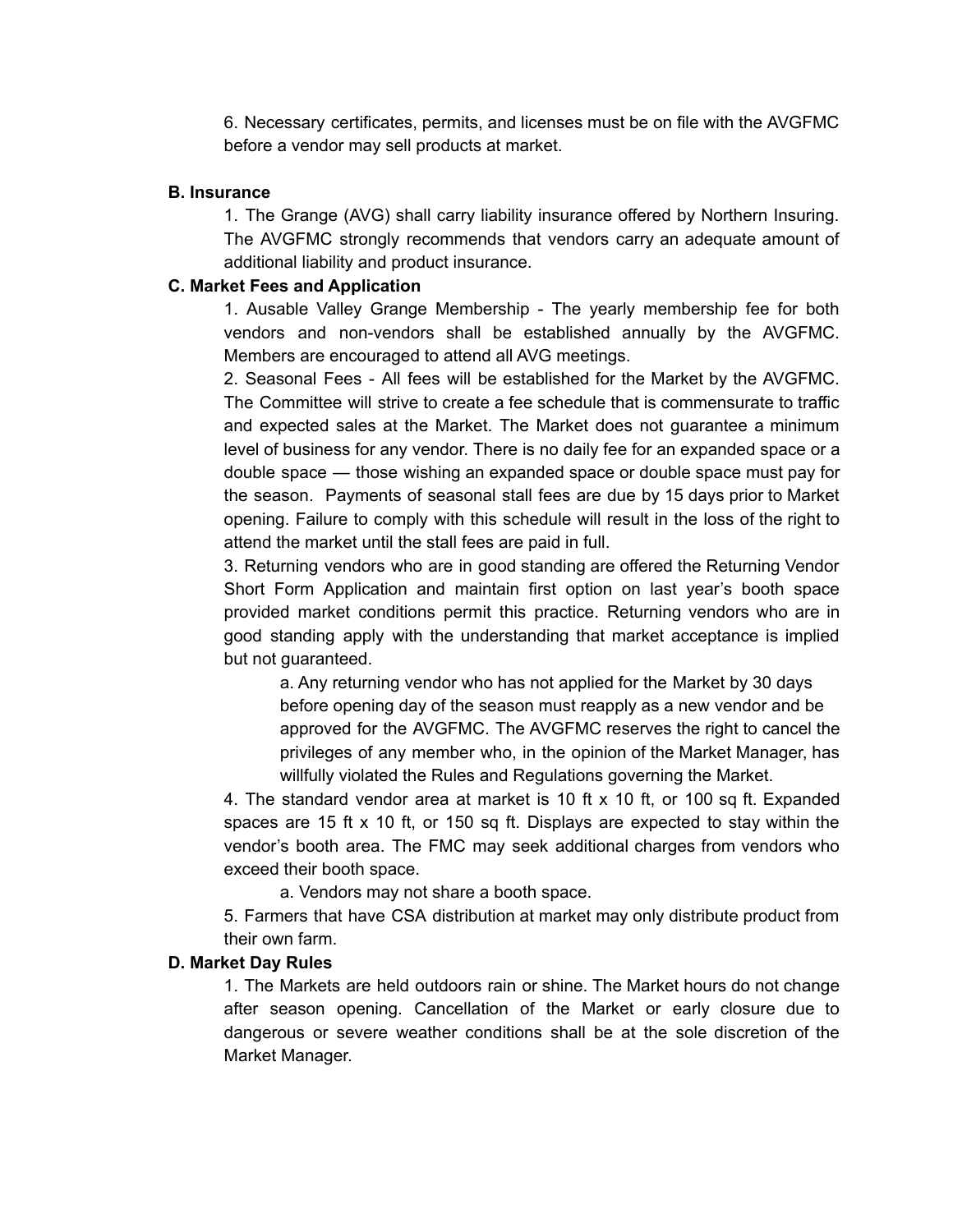6. Necessary certificates, permits, and licenses must be on file with the AVGFMC before a vendor may sell products at market.

**B. Insurance**

1. The Grange (AVG) shall carry liability insurance offered by Northern Insuring. The AVGFMC strongly recommends that vendors carry an adequate amount of additional liability and product insurance.

**C. Market Fees and Application**

1. Ausable Valley Grange Membership - The yearly membership fee for both vendors and non-vendors shall be established annually by the AVGFMC. Members are encouraged to attend all AVG meetings.

2. Seasonal Fees - All fees will be established for the Market by the AVGFMC. The Committee will strive to create a fee schedule that is commensurate to traffic and expected sales at the Market. The Market does not guarantee a minimum level of business for any vendor. There is no daily fee for an expanded space or a double space — those wishing an expanded space or double space must pay for the season. Payments of seasonal stall fees are due by 15 days prior to Market opening. Failure to comply with this schedule will result in the loss of the right to attend the market until the stall fees are paid in full.

3. Returning vendors who are in good standing are offered the Returning Vendor Short Form Application and maintain first option on last year's booth space provided market conditions permit this practice. Returning vendors who are in good standing apply with the understanding that market acceptance is implied but not guaranteed.

   a. Any returning vendor who has not applied for the Market by 30 days before opening day of the season must reapply as a new vendor and be approved for the AVGFMC. The AVGFMC reserves the right to cancel the privileges of any member who, in the opinion of the Market Manager, has willfully violated the Rules and Regulations governing the Market.

4. The standard vendor area at market is 10 ft x 10 ft, or 100 sq ft. Expanded spaces are 15 ft x 10 ft, or 150 sq ft. Displays are expected to stay within the vendor's booth area. The FMC may seek additional charges from vendors who exceed their booth space.

   a. Vendors may not share a booth space.

5. Farmers that have CSA distribution at market may only distribute product from their own farm.

**D. Market Day Rules**

1. The Markets are held outdoors rain or shine. The Market hours do not change after season opening. Cancellation of the Market or early closure due to dangerous or severe weather conditions shall be at the sole discretion of the Market Manager.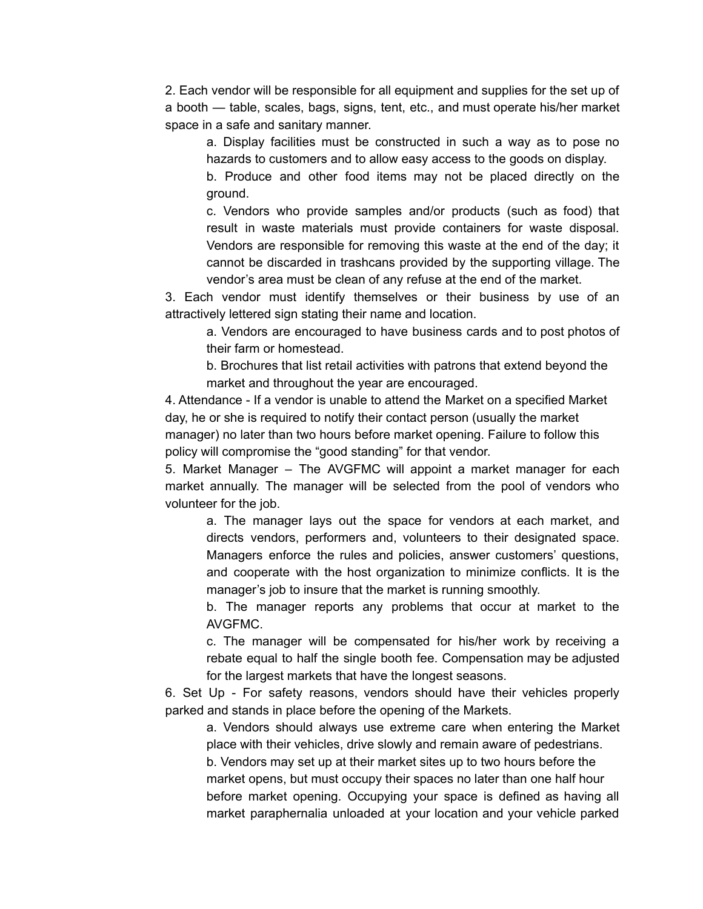2. Each vendor will be responsible for all equipment and supplies for the set up of a booth — table, scales, bags, signs, tent, etc., and must operate his/her market space in a safe and sanitary manner.

   a. Display facilities must be constructed in such a way as to pose no hazards to customers and to allow easy access to the goods on display.

   b. Produce and other food items may not be placed directly on the ground.

   c. Vendors who provide samples and/or products (such as food) that result in waste materials must provide containers for waste disposal. Vendors are responsible for removing this waste at the end of the day; it cannot be discarded in trashcans provided by the supporting village. The vendor's area must be clean of any refuse at the end of the market.

3. Each vendor must identify themselves or their business by use of an attractively lettered sign stating their name and location.

   a. Vendors are encouraged to have business cards and to post photos of their farm or homestead.

   b. Brochures that list retail activities with patrons that extend beyond the market and throughout the year are encouraged.

4. Attendance - If a vendor is unable to attend the Market on a specified Market day, he or she is required to notify their contact person (usually the market manager) no later than two hours before market opening. Failure to follow this policy will compromise the "good standing" for that vendor.

5. Market Manager – The AVGFMC will appoint a market manager for each market annually. The manager will be selected from the pool of vendors who volunteer for the job.

   a. The manager lays out the space for vendors at each market, and directs vendors, performers and, volunteers to their designated space. Managers enforce the rules and policies, answer customers' questions, and cooperate with the host organization to minimize conflicts. It is the manager's job to insure that the market is running smoothly.

   b. The manager reports any problems that occur at market to the AVGFMC.

   c. The manager will be compensated for his/her work by receiving a rebate equal to half the single booth fee. Compensation may be adjusted for the largest markets that have the longest seasons.

6. Set Up - For safety reasons, vendors should have their vehicles properly parked and stands in place before the opening of the Markets.

   a. Vendors should always use extreme care when entering the Market place with their vehicles, drive slowly and remain aware of pedestrians.

   b. Vendors may set up at their market sites up to two hours before the market opens, but must occupy their spaces no later than one half hour before market opening. Occupying your space is defined as having all market paraphernalia unloaded at your location and your vehicle parked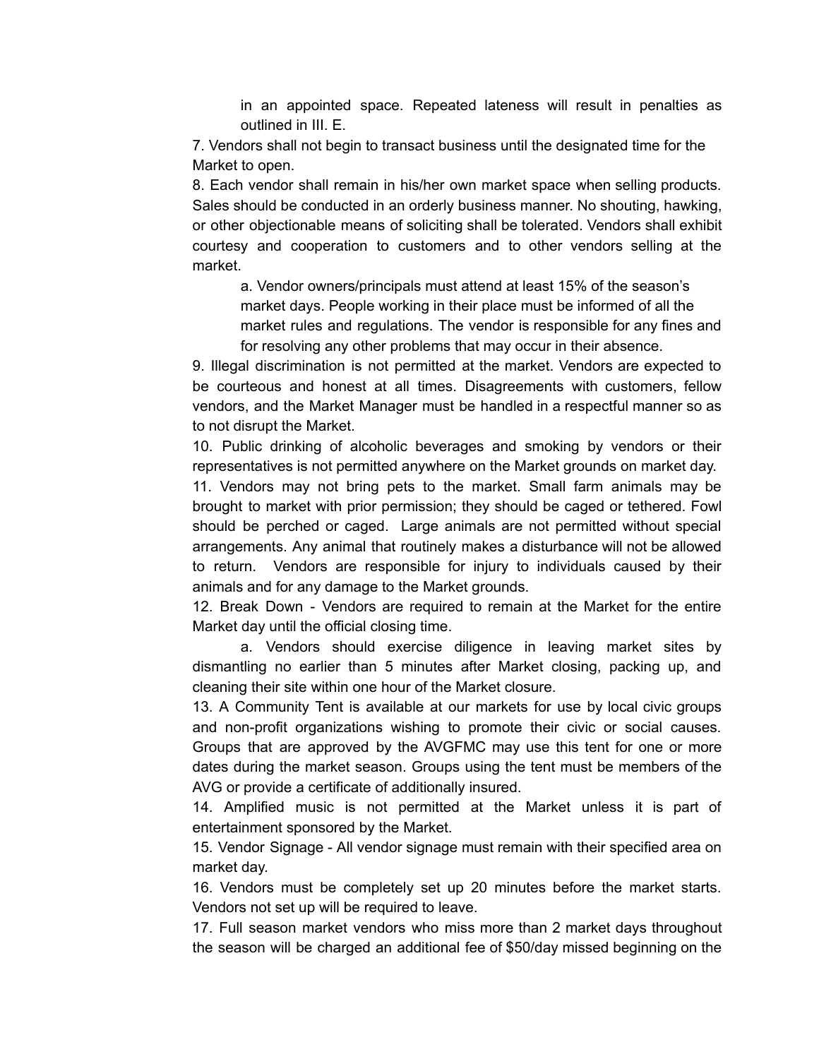in an appointed space. Repeated lateness will result in penalties as outlined in III. E.

7. Vendors shall not begin to transact business until the designated time for the Market to open.

8. Each vendor shall remain in his/her own market space when selling products. Sales should be conducted in an orderly business manner. No shouting, hawking, or other objectionable means of soliciting shall be tolerated. Vendors shall exhibit courtesy and cooperation to customers and to other vendors selling at the market.

   a. Vendor owners/principals must attend at least 15% of the season's market days. People working in their place must be informed of all the market rules and regulations. The vendor is responsible for any fines and for resolving any other problems that may occur in their absence.

9. Illegal discrimination is not permitted at the market. Vendors are expected to be courteous and honest at all times. Disagreements with customers, fellow vendors, and the Market Manager must be handled in a respectful manner so as to not disrupt the Market.

10. Public drinking of alcoholic beverages and smoking by vendors or their representatives is not permitted anywhere on the Market grounds on market day.

11. Vendors may not bring pets to the market. Small farm animals may be brought to market with prior permission; they should be caged or tethered. Fowl should be perched or caged. Large animals are not permitted without special arrangements. Any animal that routinely makes a disturbance will not be allowed to return. Vendors are responsible for injury to individuals caused by their animals and for any damage to the Market grounds.

12. Break Down - Vendors are required to remain at the Market for the entire Market day until the official closing time.

   a. Vendors should exercise diligence in leaving market sites by dismantling no earlier than 5 minutes after Market closing, packing up, and cleaning their site within one hour of the Market closure.

13. A Community Tent is available at our markets for use by local civic groups and non-profit organizations wishing to promote their civic or social causes. Groups that are approved by the AVGFMC may use this tent for one or more dates during the market season. Groups using the tent must be members of the AVG or provide a certificate of additionally insured.

14. Amplified music is not permitted at the Market unless it is part of entertainment sponsored by the Market.

15. Vendor Signage - All vendor signage must remain with their specified area on market day.

16. Vendors must be completely set up 20 minutes before the market starts. Vendors not set up will be required to leave.

17. Full season market vendors who miss more than 2 market days throughout the season will be charged an additional fee of $50/day missed beginning on the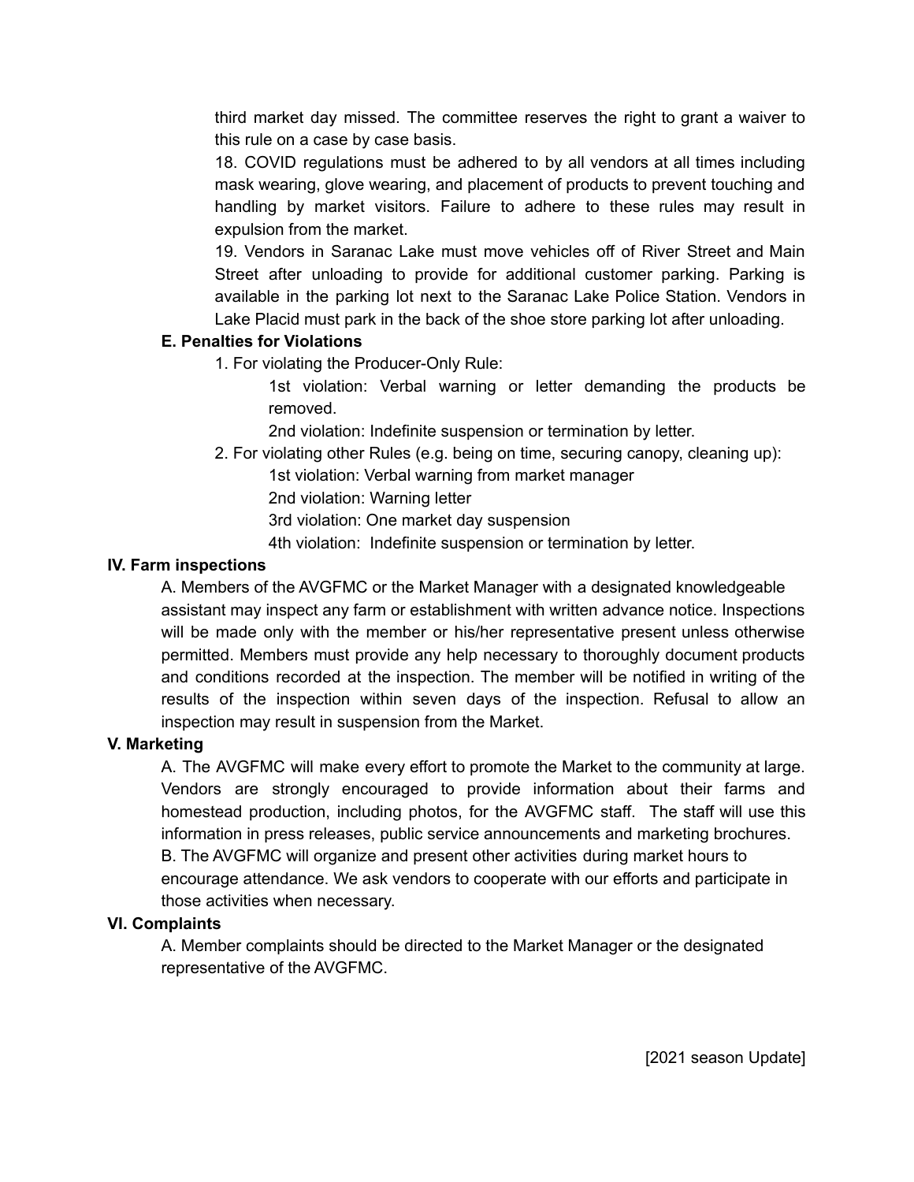third market day missed. The committee reserves the right to grant a waiver to this rule on a case by case basis.

18. COVID regulations must be adhered to by all vendors at all times including mask wearing, glove wearing, and placement of products to prevent touching and handling by market visitors. Failure to adhere to these rules may result in expulsion from the market.

19. Vendors in Saranac Lake must move vehicles off of River Street and Main Street after unloading to provide for additional customer parking. Parking is available in the parking lot next to the Saranac Lake Police Station. Vendors in Lake Placid must park in the back of the shoe store parking lot after unloading.

**E. Penalties for Violations**

1. For violating the Producer-Only Rule:

   1st violation: Verbal warning or letter demanding the products be removed.

   2nd violation: Indefinite suspension or termination by letter.

2. For violating other Rules (e.g. being on time, securing canopy, cleaning up):

   1st violation: Verbal warning from market manager

   2nd violation: Warning letter

   3rd violation: One market day suspension

   4th violation: Indefinite suspension or termination by letter.

**IV. Farm inspections**

A. Members of the AVGFMC or the Market Manager with a designated knowledgeable assistant may inspect any farm or establishment with written advance notice. Inspections will be made only with the member or his/her representative present unless otherwise permitted. Members must provide any help necessary to thoroughly document products and conditions recorded at the inspection. The member will be notified in writing of the results of the inspection within seven days of the inspection. Refusal to allow an inspection may result in suspension from the Market.

**V. Marketing**

A. The AVGFMC will make every effort to promote the Market to the community at large. Vendors are strongly encouraged to provide information about their farms and homestead production, including photos, for the AVGFMC staff. The staff will use this information in press releases, public service announcements and marketing brochures.

B. The AVGFMC will organize and present other activities during market hours to encourage attendance. We ask vendors to cooperate with our efforts and participate in those activities when necessary.

**VI. Complaints**

A. Member complaints should be directed to the Market Manager or the designated representative of the AVGFMC.

[2021 season Update]